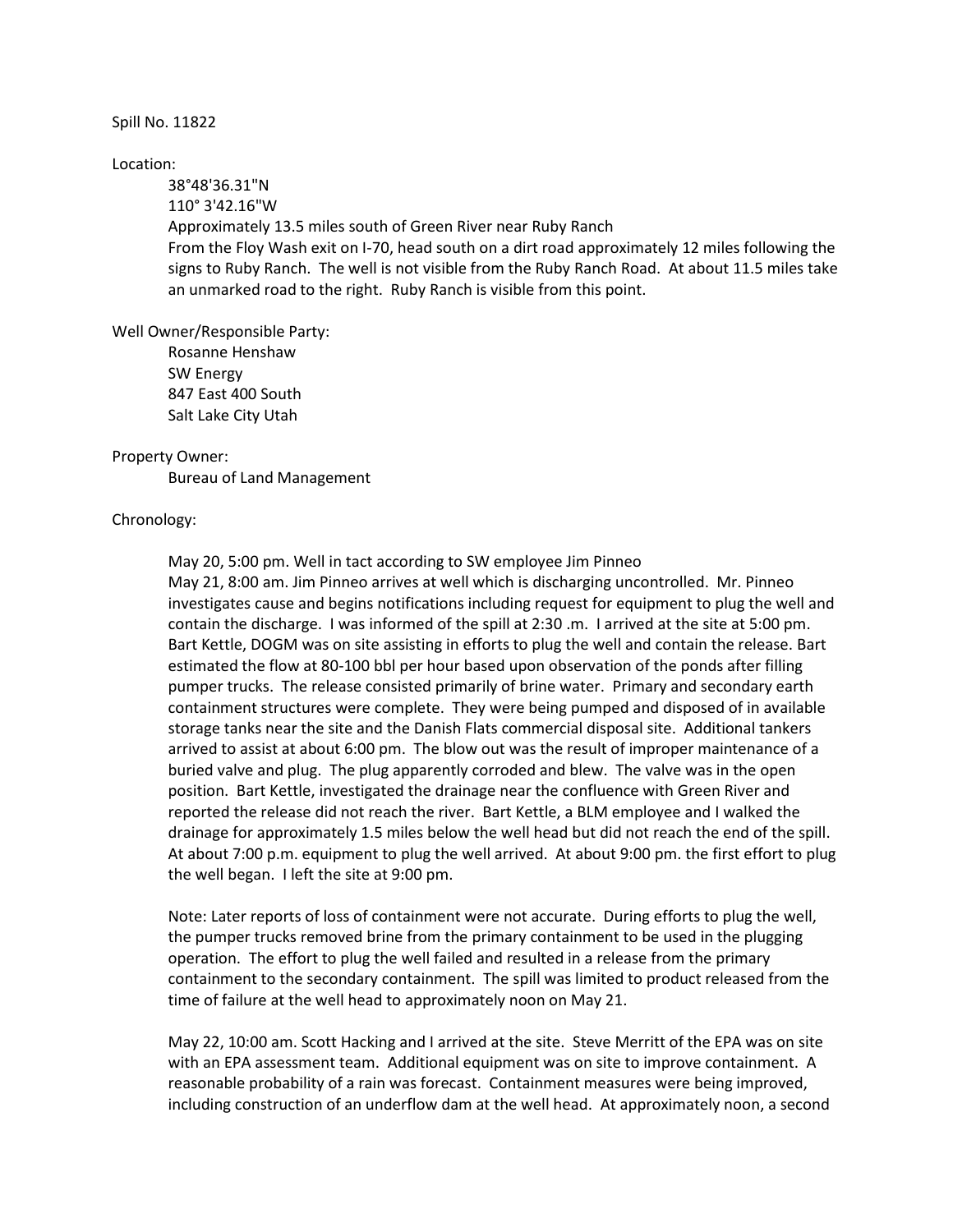Spill No. 11822

Location:

38°48'36.31"N
110° 3'42.16"W
Approximately 13.5 miles south of Green River near Ruby Ranch
From the Floy Wash exit on I-70, head south on a dirt road approximately 12 miles following the signs to Ruby Ranch. The well is not visible from the Ruby Ranch Road. At about 11.5 miles take an unmarked road to the right. Ruby Ranch is visible from this point.

Well Owner/Responsible Party:

Rosanne Henshaw
SW Energy
847 East 400 South
Salt Lake City Utah

Property Owner:

Bureau of Land Management

Chronology:

May 20, 5:00 pm. Well in tact according to SW employee Jim Pinneo
May 21, 8:00 am. Jim Pinneo arrives at well which is discharging uncontrolled. Mr. Pinneo investigates cause and begins notifications including request for equipment to plug the well and contain the discharge. I was informed of the spill at 2:30 .m. I arrived at the site at 5:00 pm. Bart Kettle, DOGM was on site assisting in efforts to plug the well and contain the release. Bart estimated the flow at 80-100 bbl per hour based upon observation of the ponds after filling pumper trucks. The release consisted primarily of brine water. Primary and secondary earth containment structures were complete. They were being pumped and disposed of in available storage tanks near the site and the Danish Flats commercial disposal site. Additional tankers arrived to assist at about 6:00 pm. The blow out was the result of improper maintenance of a buried valve and plug. The plug apparently corroded and blew. The valve was in the open position. Bart Kettle, investigated the drainage near the confluence with Green River and reported the release did not reach the river. Bart Kettle, a BLM employee and I walked the drainage for approximately 1.5 miles below the well head but did not reach the end of the spill. At about 7:00 p.m. equipment to plug the well arrived. At about 9:00 pm. the first effort to plug the well began. I left the site at 9:00 pm.

Note: Later reports of loss of containment were not accurate. During efforts to plug the well, the pumper trucks removed brine from the primary containment to be used in the plugging operation. The effort to plug the well failed and resulted in a release from the primary containment to the secondary containment. The spill was limited to product released from the time of failure at the well head to approximately noon on May 21.

May 22, 10:00 am. Scott Hacking and I arrived at the site. Steve Merritt of the EPA was on site with an EPA assessment team. Additional equipment was on site to improve containment. A reasonable probability of a rain was forecast. Containment measures were being improved, including construction of an underflow dam at the well head. At approximately noon, a second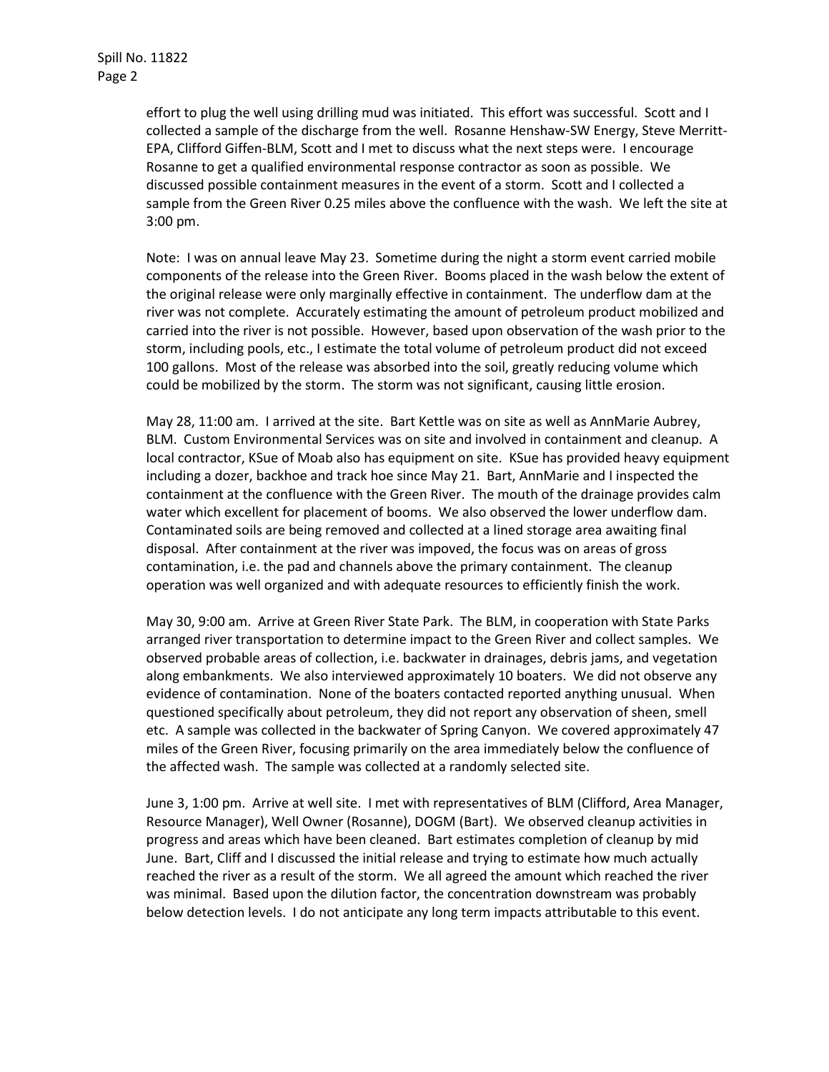effort to plug the well using drilling mud was initiated. This effort was successful. Scott and I collected a sample of the discharge from the well. Rosanne Henshaw-SW Energy, Steve Merritt-EPA, Clifford Giffen-BLM, Scott and I met to discuss what the next steps were. I encourage Rosanne to get a qualified environmental response contractor as soon as possible. We discussed possible containment measures in the event of a storm. Scott and I collected a sample from the Green River 0.25 miles above the confluence with the wash. We left the site at 3:00 pm.

Note: I was on annual leave May 23. Sometime during the night a storm event carried mobile components of the release into the Green River. Booms placed in the wash below the extent of the original release were only marginally effective in containment. The underflow dam at the river was not complete. Accurately estimating the amount of petroleum product mobilized and carried into the river is not possible. However, based upon observation of the wash prior to the storm, including pools, etc., I estimate the total volume of petroleum product did not exceed 100 gallons. Most of the release was absorbed into the soil, greatly reducing volume which could be mobilized by the storm. The storm was not significant, causing little erosion.

May 28, 11:00 am. I arrived at the site. Bart Kettle was on site as well as AnnMarie Aubrey, BLM. Custom Environmental Services was on site and involved in containment and cleanup. A local contractor, KSue of Moab also has equipment on site. KSue has provided heavy equipment including a dozer, backhoe and track hoe since May 21. Bart, AnnMarie and I inspected the containment at the confluence with the Green River. The mouth of the drainage provides calm water which excellent for placement of booms. We also observed the lower underflow dam. Contaminated soils are being removed and collected at a lined storage area awaiting final disposal. After containment at the river was impoved, the focus was on areas of gross contamination, i.e. the pad and channels above the primary containment. The cleanup operation was well organized and with adequate resources to efficiently finish the work.

May 30, 9:00 am. Arrive at Green River State Park. The BLM, in cooperation with State Parks arranged river transportation to determine impact to the Green River and collect samples. We observed probable areas of collection, i.e. backwater in drainages, debris jams, and vegetation along embankments. We also interviewed approximately 10 boaters. We did not observe any evidence of contamination. None of the boaters contacted reported anything unusual. When questioned specifically about petroleum, they did not report any observation of sheen, smell etc. A sample was collected in the backwater of Spring Canyon. We covered approximately 47 miles of the Green River, focusing primarily on the area immediately below the confluence of the affected wash. The sample was collected at a randomly selected site.

June 3, 1:00 pm. Arrive at well site. I met with representatives of BLM (Clifford, Area Manager, Resource Manager), Well Owner (Rosanne), DOGM (Bart). We observed cleanup activities in progress and areas which have been cleaned. Bart estimates completion of cleanup by mid June. Bart, Cliff and I discussed the initial release and trying to estimate how much actually reached the river as a result of the storm. We all agreed the amount which reached the river was minimal. Based upon the dilution factor, the concentration downstream was probably below detection levels. I do not anticipate any long term impacts attributable to this event.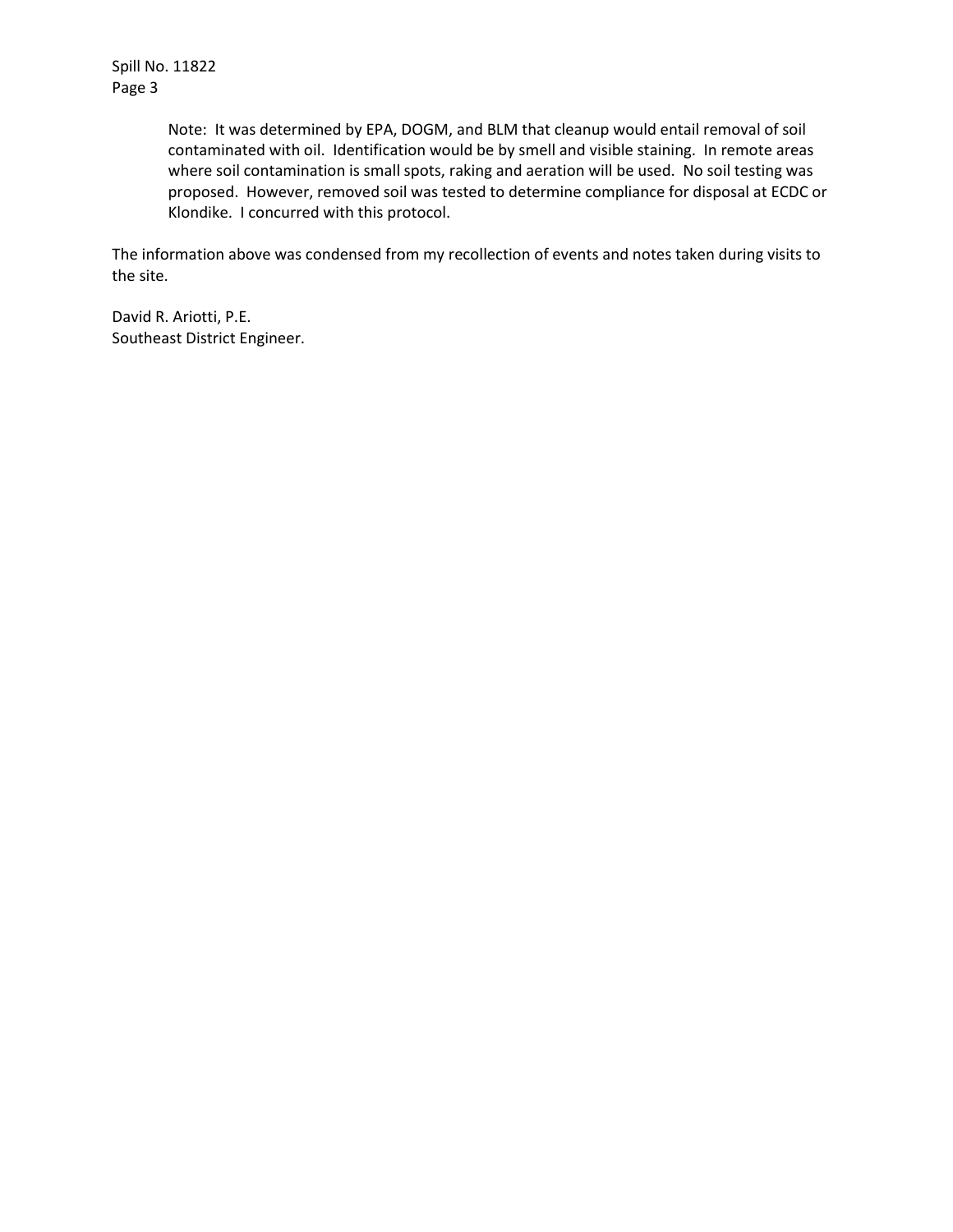Note: It was determined by EPA, DOGM, and BLM that cleanup would entail removal of soil contaminated with oil. Identification would be by smell and visible staining. In remote areas where soil contamination is small spots, raking and aeration will be used. No soil testing was proposed. However, removed soil was tested to determine compliance for disposal at ECDC or Klondike. I concurred with this protocol.

The information above was condensed from my recollection of events and notes taken during visits to the site.

David R. Ariotti, P.E.
Southeast District Engineer.